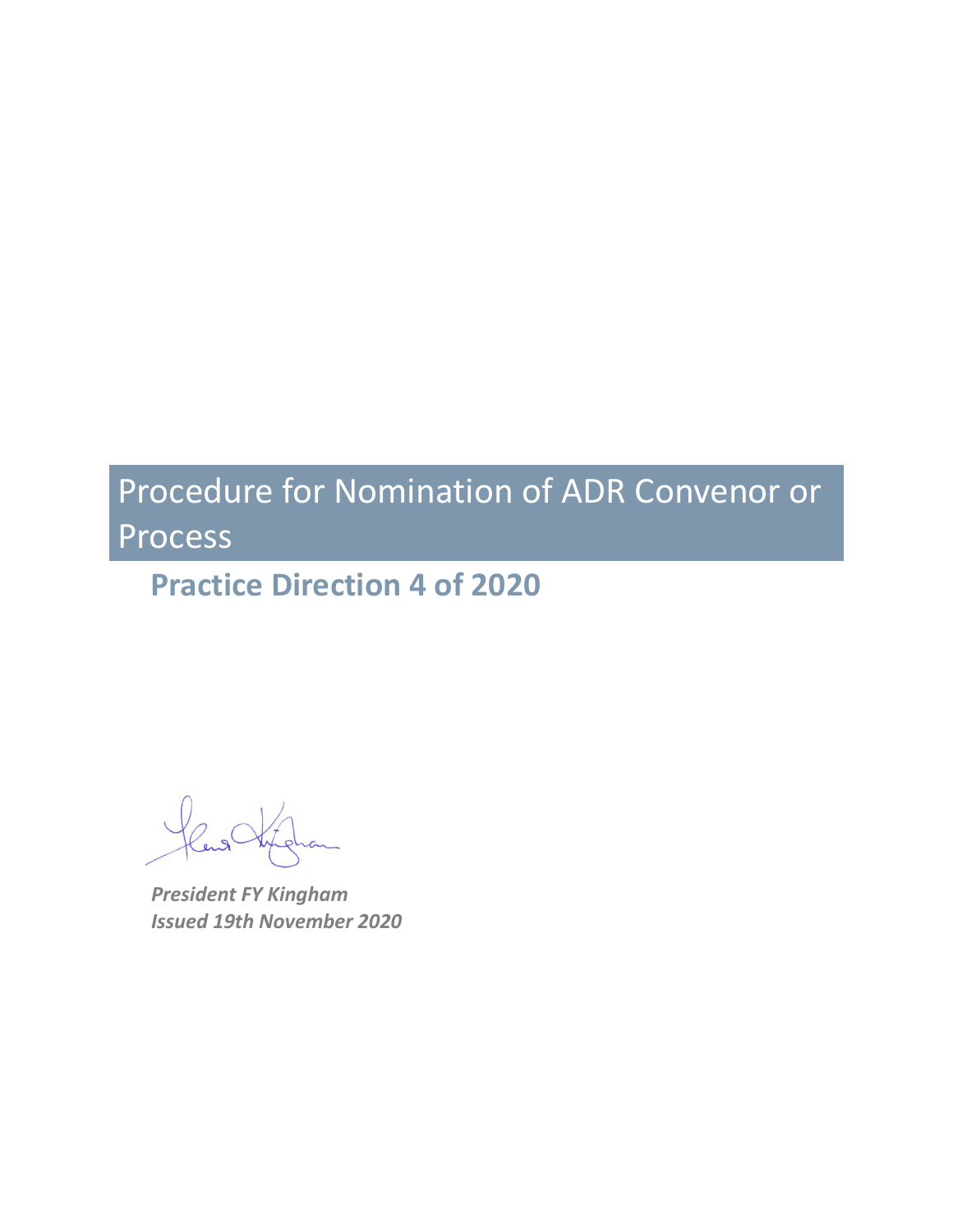# Procedure for Nomination of ADR Convenor or Process

## Practice Direction 4 of 2020

*President FY Kingham*
*Issued 19th November 2020*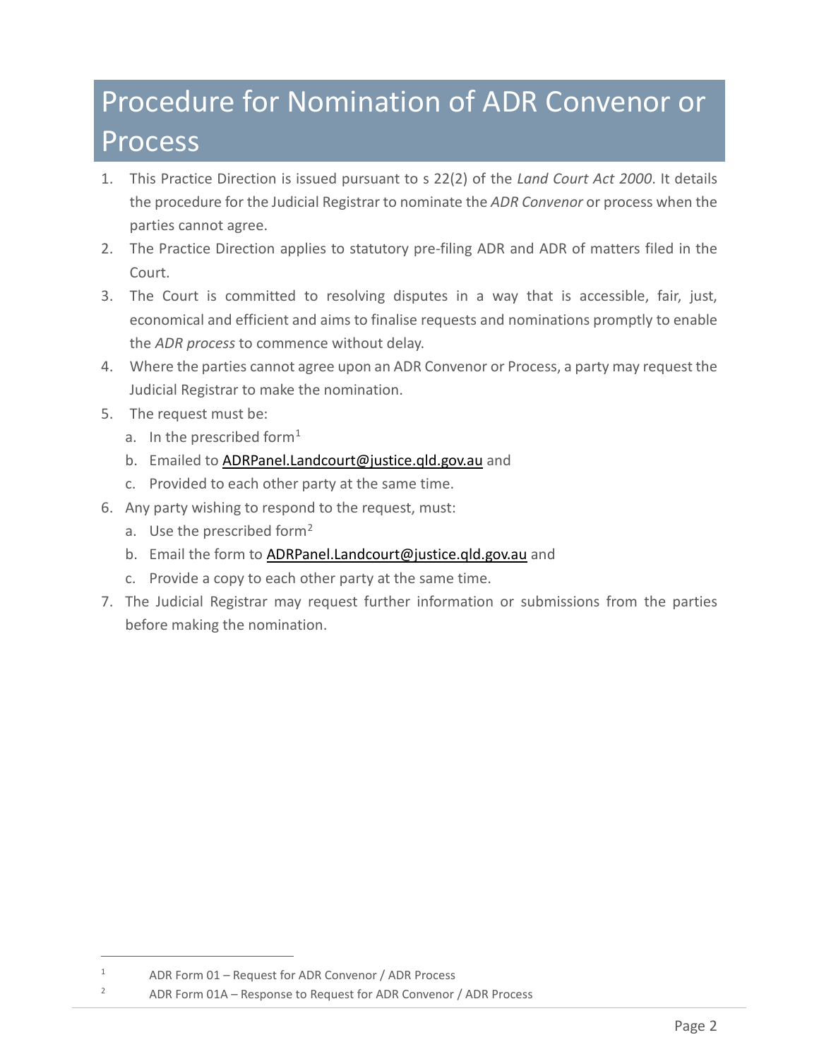# Procedure for Nomination of ADR Convenor or Process

1. This Practice Direction is issued pursuant to s 22(2) of the *Land Court Act 2000*. It details the procedure for the Judicial Registrar to nominate the *ADR Convenor* or process when the parties cannot agree.
2. The Practice Direction applies to statutory pre-filing ADR and ADR of matters filed in the Court.
3. The Court is committed to resolving disputes in a way that is accessible, fair, just, economical and efficient and aims to finalise requests and nominations promptly to enable the *ADR process* to commence without delay.
4. Where the parties cannot agree upon an ADR Convenor or Process, a party may request the Judicial Registrar to make the nomination.
5. The request must be:
   a. In the prescribed form[1]
   b. Emailed to [ADRPanel.Landcourt@justice.qld.gov.au](mailto:ADRPanel.Landcourt@justice.qld.gov.au) and
   c. Provided to each other party at the same time.
6. Any party wishing to respond to the request, must:
   a. Use the prescribed form[2]
   b. Email the form to [ADRPanel.Landcourt@justice.qld.gov.au](mailto:ADRPanel.Landcourt@justice.qld.gov.au) and
   c. Provide a copy to each other party at the same time.
7. The Judicial Registrar may request further information or submissions from the parties before making the nomination.

---

[1] ADR Form 01 – Request for ADR Convenor / ADR Process

[2] ADR Form 01A – Response to Request for ADR Convenor / ADR Process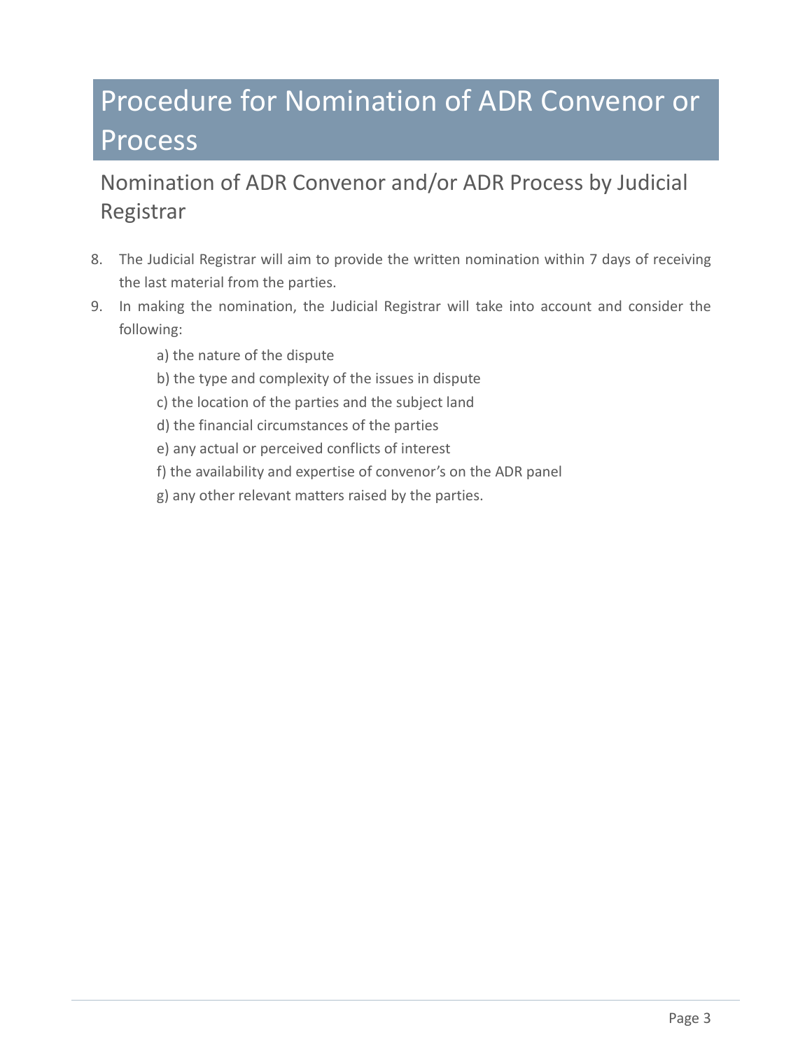# Procedure for Nomination of ADR Convenor or Process

## Nomination of ADR Convenor and/or ADR Process by Judicial Registrar

8. The Judicial Registrar will aim to provide the written nomination within 7 days of receiving the last material from the parties.
9. In making the nomination, the Judicial Registrar will take into account and consider the following:

    a) the nature of the dispute

    b) the type and complexity of the issues in dispute

    c) the location of the parties and the subject land

    d) the financial circumstances of the parties

    e) any actual or perceived conflicts of interest

    f) the availability and expertise of convenor's on the ADR panel

    g) any other relevant matters raised by the parties.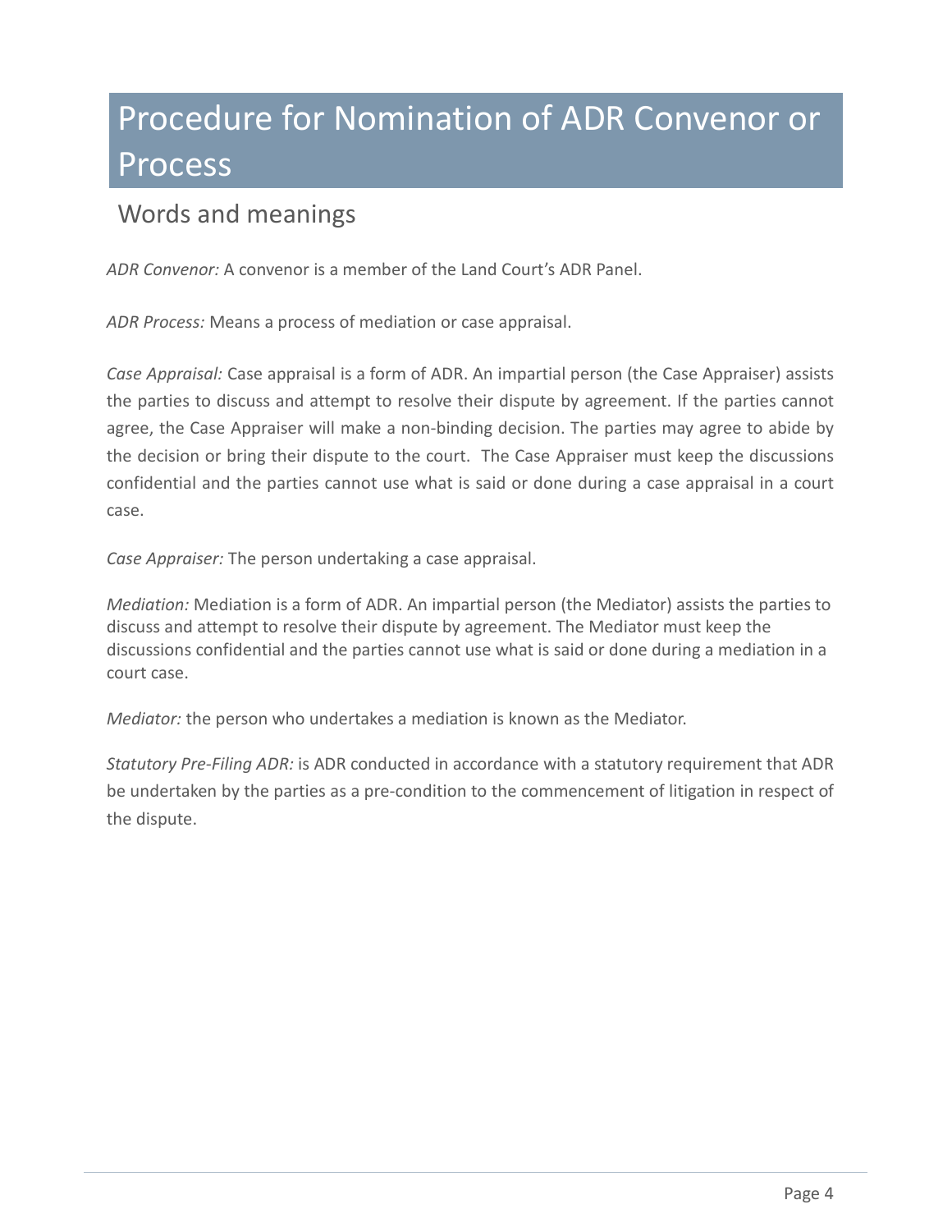# Procedure for Nomination of ADR Convenor or Process

## Words and meanings

*ADR Convenor:* A convenor is a member of the Land Court's ADR Panel.

*ADR Process:* Means a process of mediation or case appraisal.

*Case Appraisal:* Case appraisal is a form of ADR. An impartial person (the Case Appraiser) assists the parties to discuss and attempt to resolve their dispute by agreement. If the parties cannot agree, the Case Appraiser will make a non-binding decision. The parties may agree to abide by the decision or bring their dispute to the court. The Case Appraiser must keep the discussions confidential and the parties cannot use what is said or done during a case appraisal in a court case.

*Case Appraiser:* The person undertaking a case appraisal.

*Mediation:* Mediation is a form of ADR. An impartial person (the Mediator) assists the parties to discuss and attempt to resolve their dispute by agreement. The Mediator must keep the discussions confidential and the parties cannot use what is said or done during a mediation in a court case.

*Mediator:* the person who undertakes a mediation is known as the Mediator.

*Statutory Pre-Filing ADR:* is ADR conducted in accordance with a statutory requirement that ADR be undertaken by the parties as a pre-condition to the commencement of litigation in respect of the dispute.